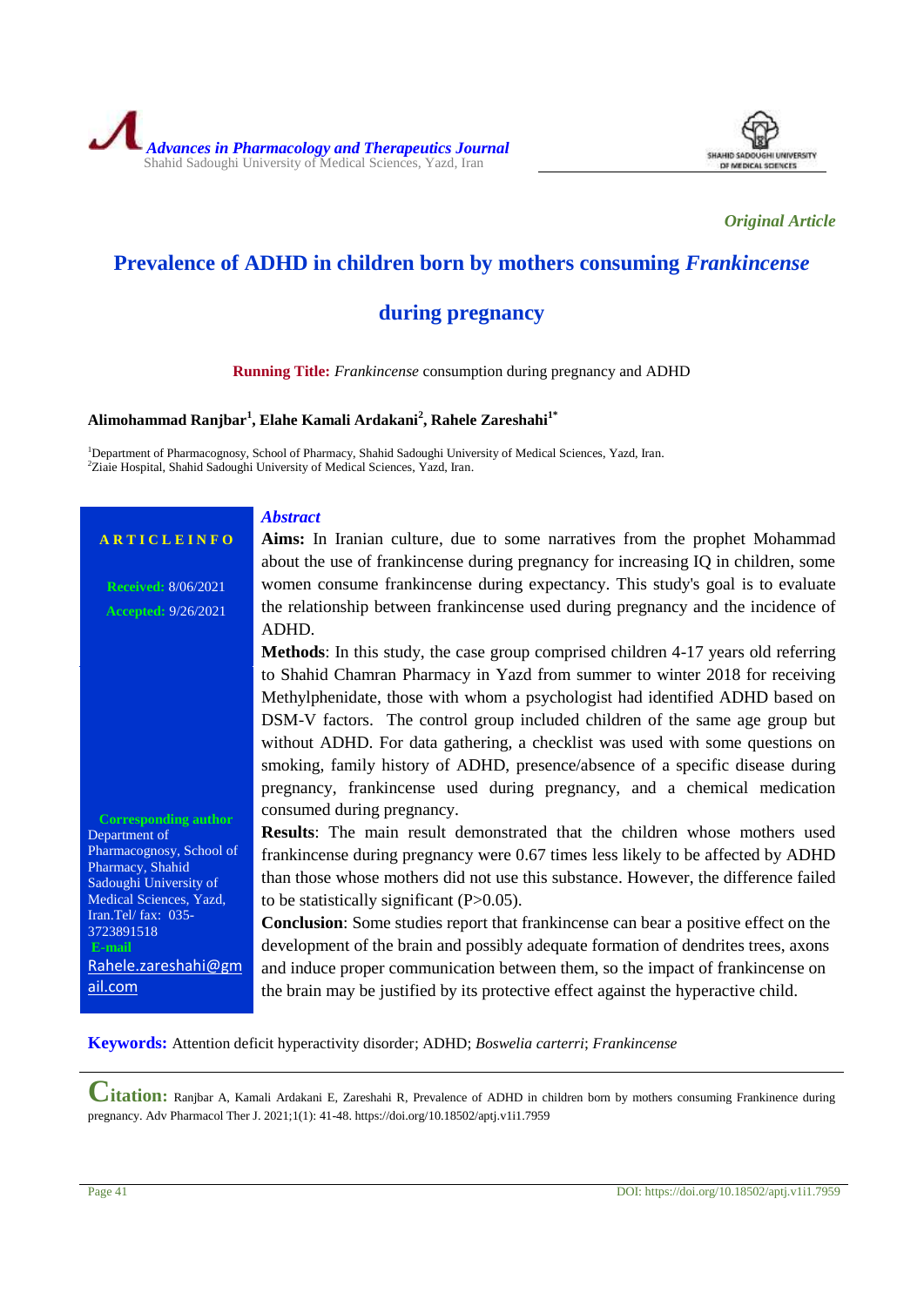*Original Article*

# Prevalence of ADHD in children born by mothers consuming *Frankincense* during pregnancy

**Running Title:** *Frankincense* consumption during pregnancy and ADHD

**Alimohammad Ranjbar[1], Elahe Kamali Ardakani[2], Rahele Zareshahi[1*]**

[1]Department of Pharmacognosy, School of Pharmacy, Shahid Sadoughi University of Medical Sciences, Yazd, Iran.
[2]Ziaie Hospital, Shahid Sadoughi University of Medical Sciences, Yazd, Iran.

**ARTICLE INFO**

**Received:** 8/06/2021
**Accepted:** 9/26/2021

**Corresponding author**
Department of Pharmacognosy, School of Pharmacy, Shahid Sadoughi University of Medical Sciences, Yazd, Iran.Tel/ fax: 035-3723891518
**E-mail**
Rahele.zareshahi@gmail.com

## *Abstract*

**Aims:** In Iranian culture, due to some narratives from the prophet Mohammad about the use of frankincense during pregnancy for increasing IQ in children, some women consume frankincense during expectancy. This study's goal is to evaluate the relationship between frankincense used during pregnancy and the incidence of ADHD.

**Methods**: In this study, the case group comprised children 4-17 years old referring to Shahid Chamran Pharmacy in Yazd from summer to winter 2018 for receiving Methylphenidate, those with whom a psychologist had identified ADHD based on DSM-V factors. The control group included children of the same age group but without ADHD. For data gathering, a checklist was used with some questions on smoking, family history of ADHD, presence/absence of a specific disease during pregnancy, frankincense used during pregnancy, and a chemical medication consumed during pregnancy.

**Results**: The main result demonstrated that the children whose mothers used frankincense during pregnancy were 0.67 times less likely to be affected by ADHD than those whose mothers did not use this substance. However, the difference failed to be statistically significant (P>0.05).

**Conclusion**: Some studies report that frankincense can bear a positive effect on the development of the brain and possibly adequate formation of dendrites trees, axons and induce proper communication between them, so the impact of frankincense on the brain may be justified by its protective effect against the hyperactive child.

**Keywords:** Attention deficit hyperactivity disorder; ADHD; *Boswelia carterri*; *Frankincense*

**Citation:** Ranjbar A, Kamali Ardakani E, Zareshahi R, Prevalence of ADHD in children born by mothers consuming Frankinence during pregnancy. Adv Pharmacol Ther J. 2021;1(1): 41-48. https://doi.org/10.18502/aptj.v1i1.7959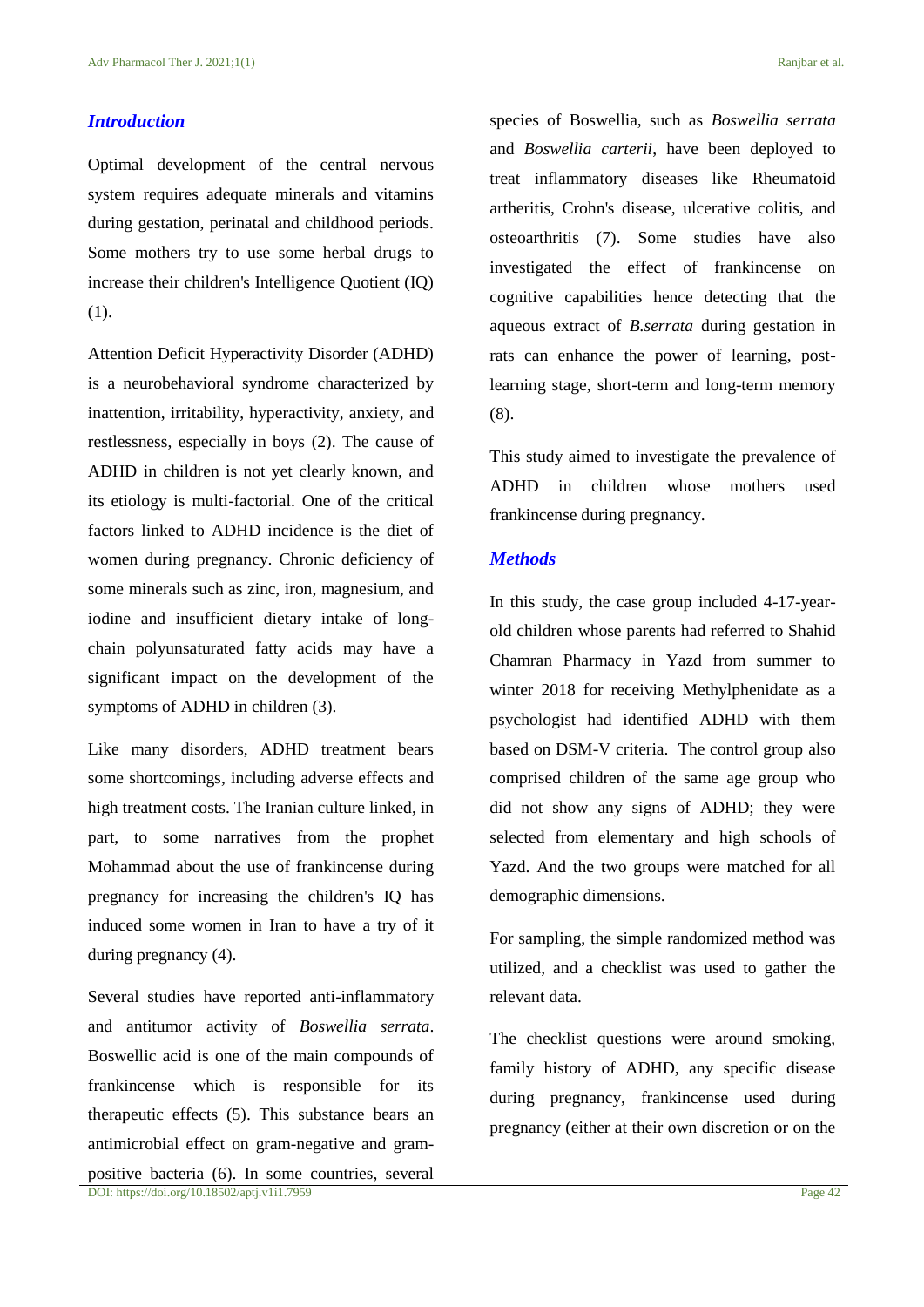## *Introduction*

Optimal development of the central nervous system requires adequate minerals and vitamins during gestation, perinatal and childhood periods. Some mothers try to use some herbal drugs to increase their children's Intelligence Quotient (IQ) (1).

Attention Deficit Hyperactivity Disorder (ADHD) is a neurobehavioral syndrome characterized by inattention, irritability, hyperactivity, anxiety, and restlessness, especially in boys (2). The cause of ADHD in children is not yet clearly known, and its etiology is multi-factorial. One of the critical factors linked to ADHD incidence is the diet of women during pregnancy. Chronic deficiency of some minerals such as zinc, iron, magnesium, and iodine and insufficient dietary intake of long-chain polyunsaturated fatty acids may have a significant impact on the development of the symptoms of ADHD in children (3).

Like many disorders, ADHD treatment bears some shortcomings, including adverse effects and high treatment costs. The Iranian culture linked, in part, to some narratives from the prophet Mohammad about the use of frankincense during pregnancy for increasing the children's IQ has induced some women in Iran to have a try of it during pregnancy (4).

Several studies have reported anti-inflammatory and antitumor activity of *Boswellia serrata*. Boswellic acid is one of the main compounds of frankincense which is responsible for its therapeutic effects (5). This substance bears an antimicrobial effect on gram-negative and gram-positive bacteria (6). In some countries, several species of Boswellia, such as *Boswellia serrata* and *Boswellia carterii*, have been deployed to treat inflammatory diseases like Rheumatoid artheritis, Crohn's disease, ulcerative colitis, and osteoarthritis (7). Some studies have also investigated the effect of frankincense on cognitive capabilities hence detecting that the aqueous extract of *B.serrata* during gestation in rats can enhance the power of learning, post-learning stage, short-term and long-term memory (8).

This study aimed to investigate the prevalence of ADHD in children whose mothers used frankincense during pregnancy.

## *Methods*

In this study, the case group included 4-17-year-old children whose parents had referred to Shahid Chamran Pharmacy in Yazd from summer to winter 2018 for receiving Methylphenidate as a psychologist had identified ADHD with them based on DSM-V criteria. The control group also comprised children of the same age group who did not show any signs of ADHD; they were selected from elementary and high schools of Yazd. And the two groups were matched for all demographic dimensions.

For sampling, the simple randomized method was utilized, and a checklist was used to gather the relevant data.

The checklist questions were around smoking, family history of ADHD, any specific disease during pregnancy, frankincense used during pregnancy (either at their own discretion or on the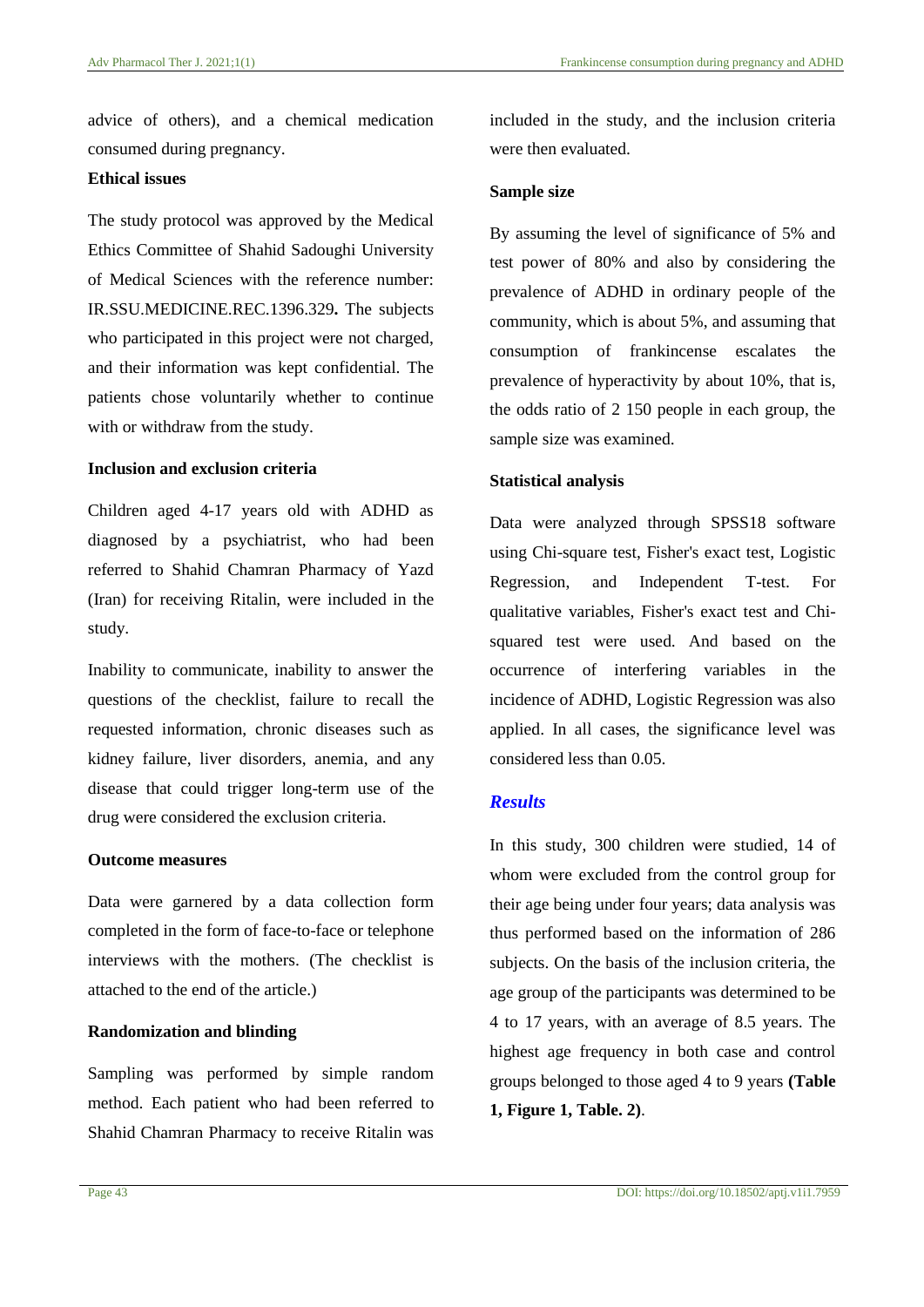advice of others), and a chemical medication consumed during pregnancy.

**Ethical issues**

The study protocol was approved by the Medical Ethics Committee of Shahid Sadoughi University of Medical Sciences with the reference number: IR.SSU.MEDICINE.REC.1396.329**.** The subjects who participated in this project were not charged, and their information was kept confidential. The patients chose voluntarily whether to continue with or withdraw from the study.

**Inclusion and exclusion criteria**

Children aged 4-17 years old with ADHD as diagnosed by a psychiatrist, who had been referred to Shahid Chamran Pharmacy of Yazd (Iran) for receiving Ritalin, were included in the study.

Inability to communicate, inability to answer the questions of the checklist, failure to recall the requested information, chronic diseases such as kidney failure, liver disorders, anemia, and any disease that could trigger long-term use of the drug were considered the exclusion criteria.

**Outcome measures**

Data were garnered by a data collection form completed in the form of face-to-face or telephone interviews with the mothers. (The checklist is attached to the end of the article.)

**Randomization and blinding**

Sampling was performed by simple random method. Each patient who had been referred to Shahid Chamran Pharmacy to receive Ritalin was included in the study, and the inclusion criteria were then evaluated.

**Sample size**

By assuming the level of significance of 5% and test power of 80% and also by considering the prevalence of ADHD in ordinary people of the community, which is about 5%, and assuming that consumption of frankincense escalates the prevalence of hyperactivity by about 10%, that is, the odds ratio of 2 150 people in each group, the sample size was examined.

**Statistical analysis**

Data were analyzed through SPSS18 software using Chi-square test, Fisher's exact test, Logistic Regression, and Independent T-test. For qualitative variables, Fisher's exact test and Chi-squared test were used. And based on the occurrence of interfering variables in the incidence of ADHD, Logistic Regression was also applied. In all cases, the significance level was considered less than 0.05.

## *Results*

In this study, 300 children were studied, 14 of whom were excluded from the control group for their age being under four years; data analysis was thus performed based on the information of 286 subjects. On the basis of the inclusion criteria, the age group of the participants was determined to be 4 to 17 years, with an average of 8.5 years. The highest age frequency in both case and control groups belonged to those aged 4 to 9 years **(Table 1, Figure 1, Table. 2)**.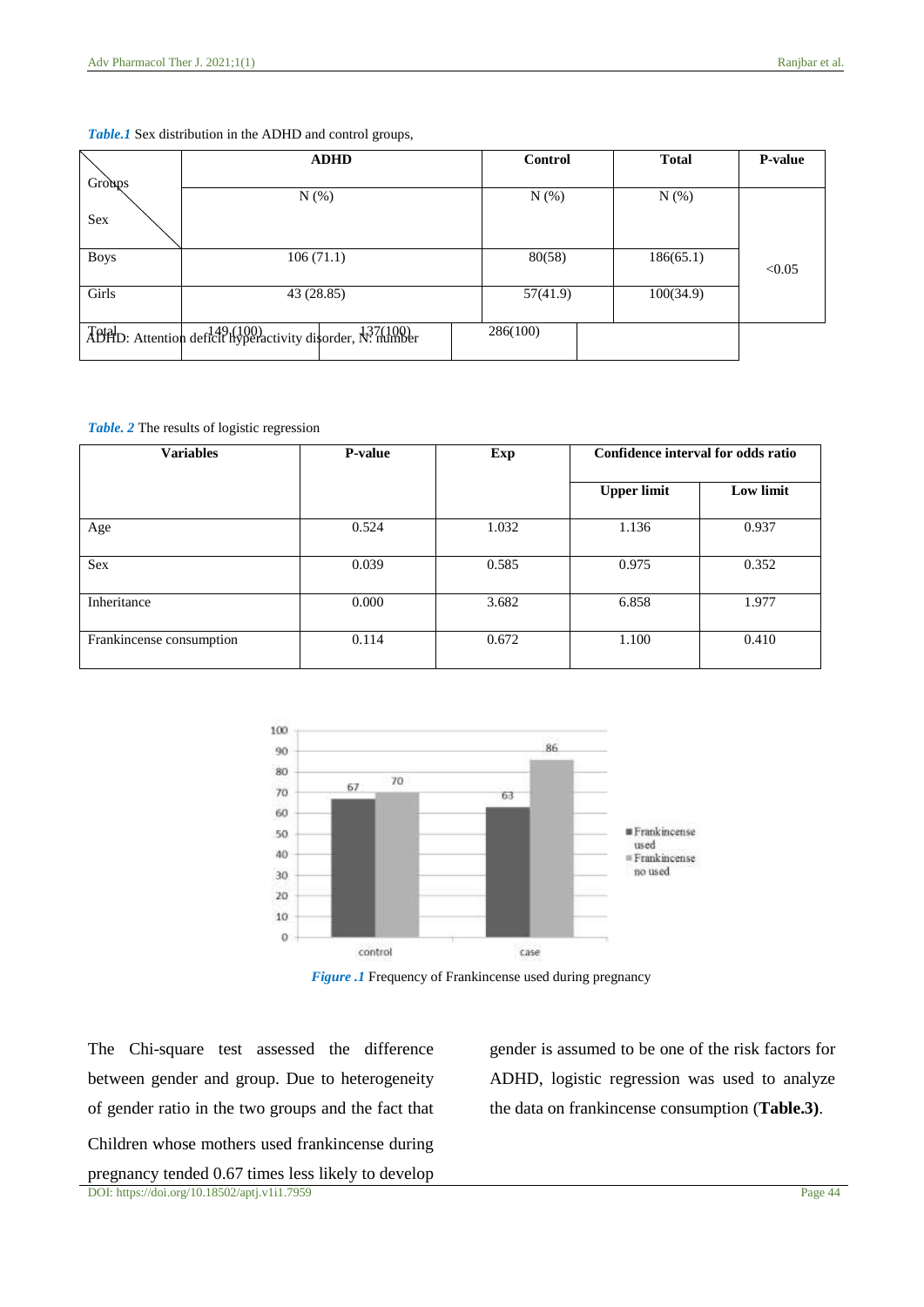***Table.1*** Sex distribution in the ADHD and control groups,

| Groups / Sex | ADHD | Control | Total | P-value |
|---|---|---|---|---|
| | N (%) | N (%) | N (%) | |
| Boys | 106 (71.1) | 80(58) | 186(65.1) | <0.05 |
| Girls | 43 (28.85) | 57(41.9) | 100(34.9) | |
| Total | 149 (100) | 137(100) | 286(100) | |

ADHD: Attention deficit hyperactivity disorder, N: number

***Table. 2*** The results of logistic regression

| Variables | P-value | Exp | Confidence interval for odds ratio | |
|---|---|---|---|---|
| | | | Upper limit | Low limit |
| Age | 0.524 | 1.032 | 1.136 | 0.937 |
| Sex | 0.039 | 0.585 | 0.975 | 0.352 |
| Inheritance | 0.000 | 3.682 | 6.858 | 1.977 |
| Frankincense consumption | 0.114 | 0.672 | 1.100 | 0.410 |

100
90
80
70
60
50
40
30
20
10
0

67
70
63
86

control
case

Frankincense used
Frankincense no used

***Figure .1*** Frequency of Frankincense used during pregnancy

The Chi-square test assessed the difference between gender and group. Due to heterogeneity of gender ratio in the two groups and the fact that gender is assumed to be one of the risk factors for ADHD, logistic regression was used to analyze the data on frankincense consumption (**Table.3)**.

Children whose mothers used frankincense during pregnancy tended 0.67 times less likely to develop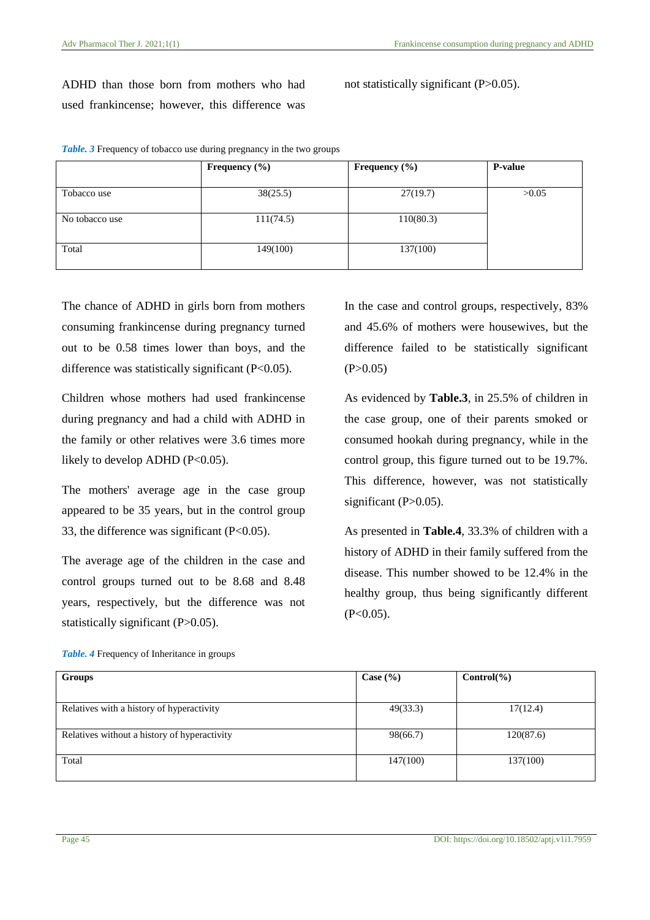ADHD than those born from mothers who had used frankincense; however, this difference was not statistically significant (P>0.05).

***Table. 3*** Frequency of tobacco use during pregnancy in the two groups

| | Frequency (%) | Frequency (%) | P-value |
|---|---|---|---|
| Tobacco use | 38(25.5) | 27(19.7) | >0.05 |
| No tobacco use | 111(74.5) | 110(80.3) | |
| Total | 149(100) | 137(100) | |

The chance of ADHD in girls born from mothers consuming frankincense during pregnancy turned out to be 0.58 times lower than boys, and the difference was statistically significant (P<0.05).

Children whose mothers had used frankincense during pregnancy and had a child with ADHD in the family or other relatives were 3.6 times more likely to develop ADHD (P<0.05).

The mothers' average age in the case group appeared to be 35 years, but in the control group 33, the difference was significant (P<0.05).

The average age of the children in the case and control groups turned out to be 8.68 and 8.48 years, respectively, but the difference was not statistically significant (P>0.05).

In the case and control groups, respectively, 83% and 45.6% of mothers were housewives, but the difference failed to be statistically significant (P>0.05)

As evidenced by **Table.3**, in 25.5% of children in the case group, one of their parents smoked or consumed hookah during pregnancy, while in the control group, this figure turned out to be 19.7%. This difference, however, was not statistically significant (P>0.05).

As presented in **Table.4**, 33.3% of children with a history of ADHD in their family suffered from the disease. This number showed to be 12.4% in the healthy group, thus being significantly different (P<0.05).

***Table. 4*** Frequency of Inheritance in groups

| Groups | Case (%) | Control(%) |
|---|---|---|
| Relatives with a history of hyperactivity | 49(33.3) | 17(12.4) |
| Relatives without a history of hyperactivity | 98(66.7) | 120(87.6) |
| Total | 147(100) | 137(100) |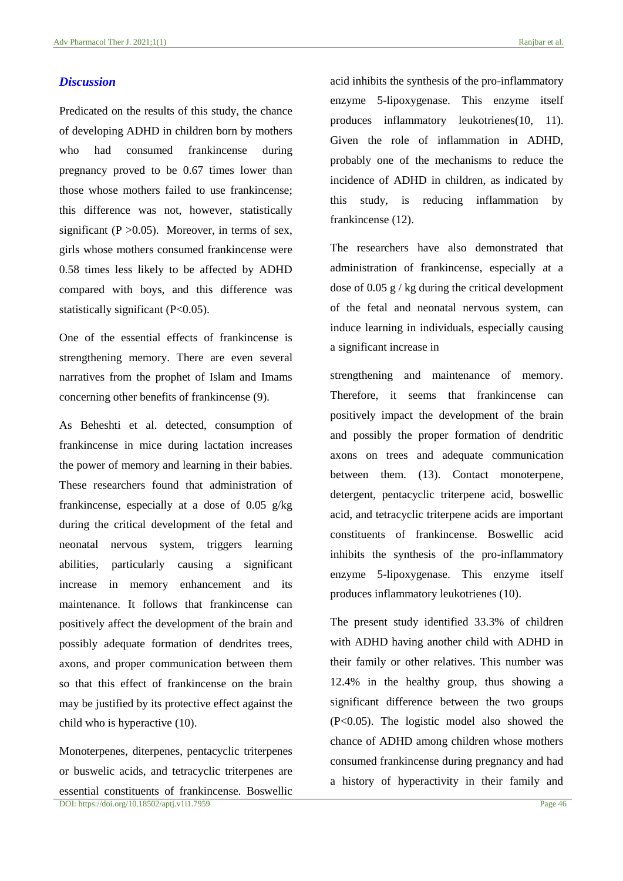## *Discussion*

Predicated on the results of this study, the chance of developing ADHD in children born by mothers who had consumed frankincense during pregnancy proved to be 0.67 times lower than those whose mothers failed to use frankincense; this difference was not, however, statistically significant (P >0.05). Moreover, in terms of sex, girls whose mothers consumed frankincense were 0.58 times less likely to be affected by ADHD compared with boys, and this difference was statistically significant (P<0.05).

One of the essential effects of frankincense is strengthening memory. There are even several narratives from the prophet of Islam and Imams concerning other benefits of frankincense (9).

As Beheshti et al. detected, consumption of frankincense in mice during lactation increases the power of memory and learning in their babies. These researchers found that administration of frankincense, especially at a dose of 0.05 g/kg during the critical development of the fetal and neonatal nervous system, triggers learning abilities, particularly causing a significant increase in memory enhancement and its maintenance. It follows that frankincense can positively affect the development of the brain and possibly adequate formation of dendrites trees, axons, and proper communication between them so that this effect of frankincense on the brain may be justified by its protective effect against the child who is hyperactive (10).

Monoterpenes, diterpenes, pentacyclic triterpenes or buswelic acids, and tetracyclic triterpenes are essential constituents of frankincense. Boswellic acid inhibits the synthesis of the pro-inflammatory enzyme 5-lipoxygenase. This enzyme itself produces inflammatory leukotrienes(10, 11). Given the role of inflammation in ADHD, probably one of the mechanisms to reduce the incidence of ADHD in children, as indicated by this study, is reducing inflammation by frankincense (12).

The researchers have also demonstrated that administration of frankincense, especially at a dose of 0.05 g / kg during the critical development of the fetal and neonatal nervous system, can induce learning in individuals, especially causing a significant increase in

strengthening and maintenance of memory. Therefore, it seems that frankincense can positively impact the development of the brain and possibly the proper formation of dendritic axons on trees and adequate communication between them. (13). Contact monoterpene, detergent, pentacyclic triterpene acid, boswellic acid, and tetracyclic triterpene acids are important constituents of frankincense. Boswellic acid inhibits the synthesis of the pro-inflammatory enzyme 5-lipoxygenase. This enzyme itself produces inflammatory leukotrienes (10).

The present study identified 33.3% of children with ADHD having another child with ADHD in their family or other relatives. This number was 12.4% in the healthy group, thus showing a significant difference between the two groups (P<0.05). The logistic model also showed the chance of ADHD among children whose mothers consumed frankincense during pregnancy and had a history of hyperactivity in their family and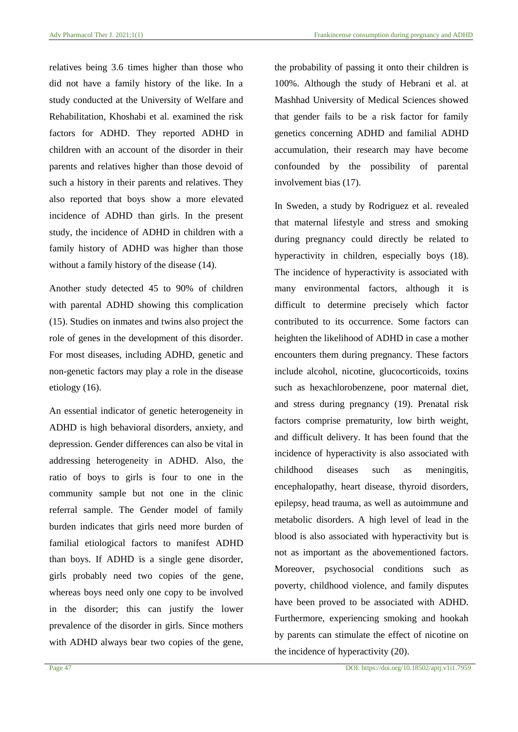relatives being 3.6 times higher than those who did not have a family history of the like. In a study conducted at the University of Welfare and Rehabilitation, Khoshabi et al. examined the risk factors for ADHD. They reported ADHD in children with an account of the disorder in their parents and relatives higher than those devoid of such a history in their parents and relatives. They also reported that boys show a more elevated incidence of ADHD than girls. In the present study, the incidence of ADHD in children with a family history of ADHD was higher than those without a family history of the disease (14).

Another study detected 45 to 90% of children with parental ADHD showing this complication (15). Studies on inmates and twins also project the role of genes in the development of this disorder. For most diseases, including ADHD, genetic and non-genetic factors may play a role in the disease etiology (16).

An essential indicator of genetic heterogeneity in ADHD is high behavioral disorders, anxiety, and depression. Gender differences can also be vital in addressing heterogeneity in ADHD. Also, the ratio of boys to girls is four to one in the community sample but not one in the clinic referral sample. The Gender model of family burden indicates that girls need more burden of familial etiological factors to manifest ADHD than boys. If ADHD is a single gene disorder, girls probably need two copies of the gene, whereas boys need only one copy to be involved in the disorder; this can justify the lower prevalence of the disorder in girls. Since mothers with ADHD always bear two copies of the gene, the probability of passing it onto their children is 100%. Although the study of Hebrani et al. at Mashhad University of Medical Sciences showed that gender fails to be a risk factor for family genetics concerning ADHD and familial ADHD accumulation, their research may have become confounded by the possibility of parental involvement bias (17).

In Sweden, a study by Rodriguez et al. revealed that maternal lifestyle and stress and smoking during pregnancy could directly be related to hyperactivity in children, especially boys (18). The incidence of hyperactivity is associated with many environmental factors, although it is difficult to determine precisely which factor contributed to its occurrence. Some factors can heighten the likelihood of ADHD in case a mother encounters them during pregnancy. These factors include alcohol, nicotine, glucocorticoids, toxins such as hexachlorobenzene, poor maternal diet, and stress during pregnancy (19). Prenatal risk factors comprise prematurity, low birth weight, and difficult delivery. It has been found that the incidence of hyperactivity is also associated with childhood diseases such as meningitis, encephalopathy, heart disease, thyroid disorders, epilepsy, head trauma, as well as autoimmune and metabolic disorders. A high level of lead in the blood is also associated with hyperactivity but is not as important as the abovementioned factors. Moreover, psychosocial conditions such as poverty, childhood violence, and family disputes have been proved to be associated with ADHD. Furthermore, experiencing smoking and hookah by parents can stimulate the effect of nicotine on the incidence of hyperactivity (20).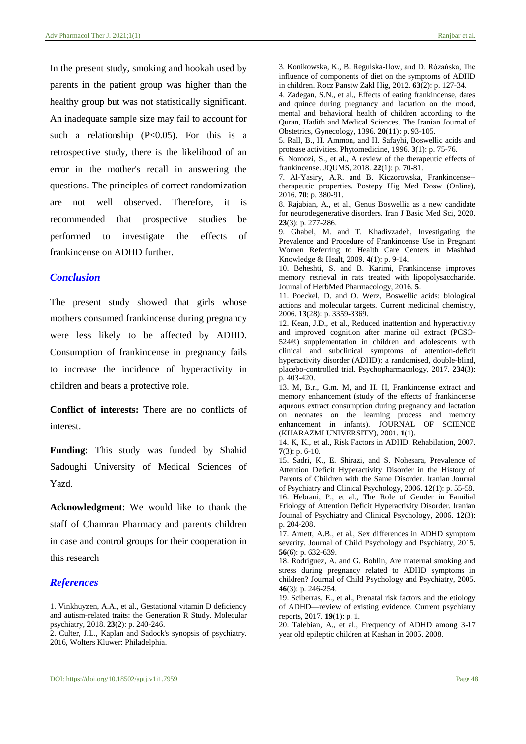In the present study, smoking and hookah used by parents in the patient group was higher than the healthy group but was not statistically significant. An inadequate sample size may fail to account for such a relationship ($P<0.05$). For this is a retrospective study, there is the likelihood of an error in the mother's recall in answering the questions. The principles of correct randomization are not well observed. Therefore, it is recommended that prospective studies be performed to investigate the effects of frankincense on ADHD further.

## *Conclusion*

The present study showed that girls whose mothers consumed frankincense during pregnancy were less likely to be affected by ADHD. Consumption of frankincense in pregnancy fails to increase the incidence of hyperactivity in children and bears a protective role.

**Conflict of interests:** There are no conflicts of interest.

**Funding**: This study was funded by Shahid Sadoughi University of Medical Sciences of Yazd.

**Acknowledgment**: We would like to thank the staff of Chamran Pharmacy and parents children in case and control groups for their cooperation in this research

## *References*

1. Vinkhuyzen, A.A., et al., Gestational vitamin D deficiency and autism-related traits: the Generation R Study. Molecular psychiatry, 2018. **23**(2): p. 240-246.
2. Culter, J.L., Kaplan and Sadock's synopsis of psychiatry. 2016, Wolters Kluwer: Philadelphia.
3. Konikowska, K., B. Regulska-Ilow, and D. Różańska, The influence of components of diet on the symptoms of ADHD in children. Rocz Panstw Zakl Hig, 2012. **63**(2): p. 127-34.
4. Zadegan, S.N., et al., Effects of eating frankincense, dates and quince during pregnancy and lactation on the mood, mental and behavioral health of children according to the Quran, Hadith and Medical Sciences. The Iranian Journal of Obstetrics, Gynecology, 1396. **20**(11): p. 93-105.
5. Rall, B., H. Ammon, and H. Safayhi, Boswellic acids and protease activities. Phytomedicine, 1996. **3**(1): p. 75-76.
6. Noroozi, S., et al., A review of the therapeutic effects of frankincense. JQUMS, 2018. **22**(1): p. 70-81.
7. Al-Yasiry, A.R. and B. Kiczorowska, Frankincense--therapeutic properties. Postepy Hig Med Dosw (Online), 2016. **70**: p. 380-91.
8. Rajabian, A., et al., Genus Boswellia as a new candidate for neurodegenerative disorders. Iran J Basic Med Sci, 2020. **23**(3): p. 277-286.
9. Ghabel, M. and T. Khadivzadeh, Investigating the Prevalence and Procedure of Frankincense Use in Pregnant Women Referring to Health Care Centers in Mashhad Knowledge & Healt, 2009. **4**(1): p. 9-14.
10. Beheshti, S. and B. Karimi, Frankincense improves memory retrieval in rats treated with lipopolysaccharide. Journal of HerbMed Pharmacology, 2016. **5**.
11. Poeckel, D. and O. Werz, Boswellic acids: biological actions and molecular targets. Current medicinal chemistry, 2006. **13**(28): p. 3359-3369.
12. Kean, J.D., et al., Reduced inattention and hyperactivity and improved cognition after marine oil extract (PCSO-524®) supplementation in children and adolescents with clinical and subclinical symptoms of attention-deficit hyperactivity disorder (ADHD): a randomised, double-blind, placebo-controlled trial. Psychopharmacology, 2017. **234**(3): p. 403-420.
13. M, B.r., G.m. M, and H. H, Frankincense extract and memory enhancement (study of the effects of frankincense aqueous extract consumption during pregnancy and lactation on neonates on the learning process and memory enhancement in infants). JOURNAL OF SCIENCE (KHARAZMI UNIVERSITY), 2001. **1**(1).
14. K, K., et al., Risk Factors in ADHD. Rehabilation, 2007. **7**(3): p. 6-10.
15. Sadri, K., E. Shirazi, and S. Nohesara, Prevalence of Attention Deficit Hyperactivity Disorder in the History of Parents of Children with the Same Disorder. Iranian Journal of Psychiatry and Clinical Psychology, 2006. **12**(1): p. 55-58.
16. Hebrani, P., et al., The Role of Gender in Familial Etiology of Attention Deficit Hyperactivity Disorder. Iranian Journal of Psychiatry and Clinical Psychology, 2006. **12**(3): p. 204-208.
17. Arnett, A.B., et al., Sex differences in ADHD symptom severity. Journal of Child Psychology and Psychiatry, 2015. **56**(6): p. 632-639.
18. Rodriguez, A. and G. Bohlin, Are maternal smoking and stress during pregnancy related to ADHD symptoms in children? Journal of Child Psychology and Psychiatry, 2005. **46**(3): p. 246-254.
19. Sciberras, E., et al., Prenatal risk factors and the etiology of ADHD—review of existing evidence. Current psychiatry reports, 2017. **19**(1): p. 1.
20. Talebian, A., et al., Frequency of ADHD among 3-17 year old epileptic children at Kashan in 2005. 2008.